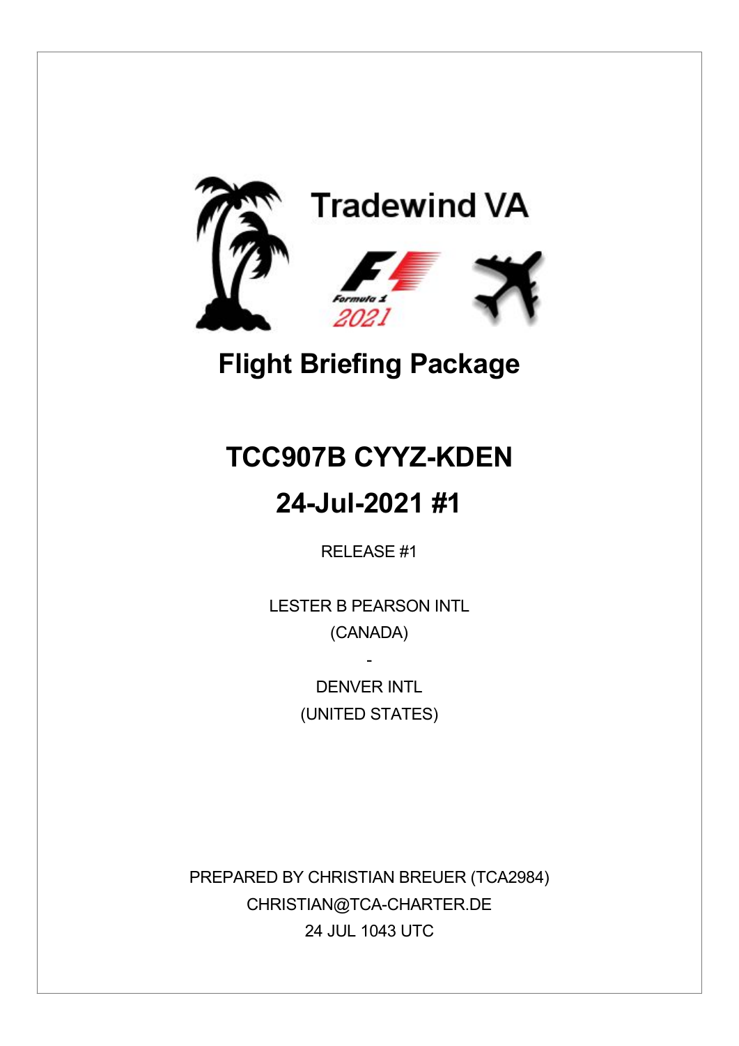Tradewind VA

Formula 1 2021

# Flight Briefing Package

# TCC907B CYYZ-KDEN

# 24-Jul-2021 #1

RELEASE #1

LESTER B PEARSON INTL

(CANADA)

-

DENVER INTL

(UNITED STATES)

PREPARED BY CHRISTIAN BREUER (TCA2984)

CHRISTIAN@TCA-CHARTER.DE

24 JUL 1043 UTC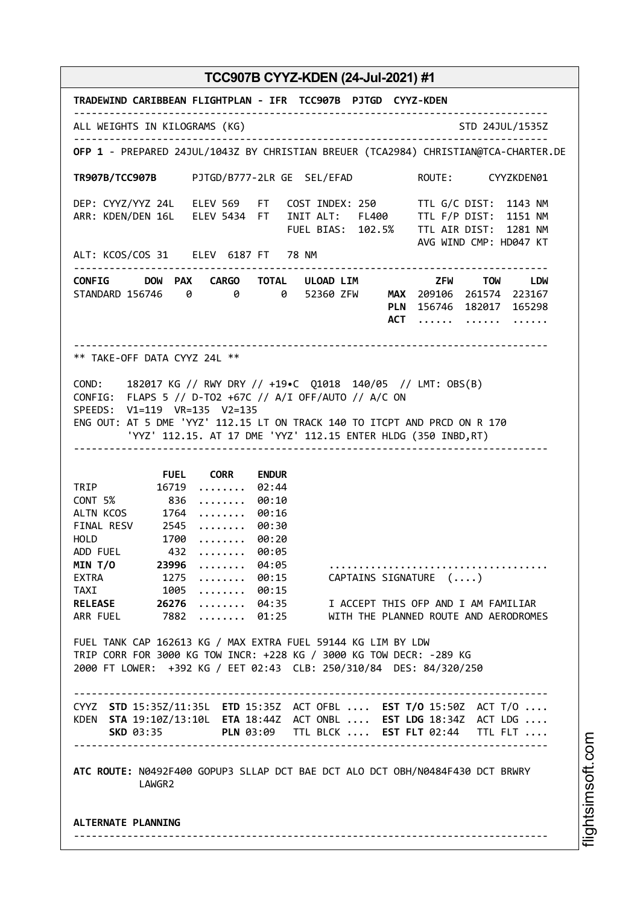# TCC907B CYYZ-KDEN (24-Jul-2021) #1

```
TRADEWIND CARIBBEAN FLIGHTPLAN - IFR  TCC907B  PJTGD  CYYZ-KDEN
--------------------------------------------------------------------------------
ALL WEIGHTS IN KILOGRAMS (KG)                                      STD 24JUL/1535Z
--------------------------------------------------------------------------------
OFP 1 - PREPARED 24JUL/1043Z BY CHRISTIAN BREUER (TCA2984) CHRISTIAN@TCA-CHARTER.DE

TR907B/TCC907B      PJTGD/B777-2LR GE  SEL/EFAD          ROUTE:      CYYZKDEN01

DEP: CYYZ/YYZ 24L   ELEV 569   FT   COST INDEX: 250      TTL G/C DIST:  1143 NM
ARR: KDEN/DEN 16L   ELEV 5434  FT   INIT ALT:   FL400    TTL F/P DIST:  1151 NM
                                    FUEL BIAS:  102.5%   TTL AIR DIST:  1281 NM
                                                         AVG WIND CMP: HD047 KT
ALT: KCOS/COS 31    ELEV  6187 FT   78 NM
--------------------------------------------------------------------------------
CONFIG      DOW  PAX   CARGO   TOTAL   ULOAD LIM            ZFW     TOW     LDW
STANDARD 156746    0       0       0   52360 ZFW     MAX  209106  261574  223167
                                                     PLN  156746  182017  165298
                                                     ACT  ......  ......  ......

--------------------------------------------------------------------------------
** TAKE-OFF DATA CYYZ 24L **

COND:    182017 KG // RWY DRY // +19•C  Q1018  140/05  // LMT: OBS(B)
CONFIG:  FLAPS 5 // D-TO2 +67C // A/I OFF/AUTO // A/C ON
SPEEDS:  V1=119  VR=135  V2=135
ENG OUT: AT 5 DME 'YYZ' 112.15 LT ON TRACK 140 TO ITCPT AND PRCD ON R 170
         'YYZ' 112.15. AT 17 DME 'YYZ' 112.15 ENTER HLDG (350 INBD,RT)
--------------------------------------------------------------------------------

               FUEL    CORR    ENDUR
TRIP          16719  ........  02:44
CONT 5%         836  ........  00:10
ALTN KCOS      1764  ........  00:16
FINAL RESV     2545  ........  00:30
HOLD           1700  ........  00:20
ADD FUEL        432  ........  00:05
MIN T/O       23996  ........  04:05      ...................................
EXTRA          1275  ........  00:15      CAPTAINS SIGNATURE  (....)
TAXI           1005  ........  00:15
RELEASE       26276  ........  04:35      I ACCEPT THIS OFP AND I AM FAMILIAR
ARR FUEL       7882  ........  01:25      WITH THE PLANNED ROUTE AND AERODROMES

FUEL TANK CAP 162613 KG / MAX EXTRA FUEL 59144 KG LIM BY LDW
TRIP CORR FOR 3000 KG TOW INCR: +228 KG / 3000 KG TOW DECR: -289 KG
2000 FT LOWER:  +392 KG / EET 02:43  CLB: 250/310/84  DES: 84/320/250

--------------------------------------------------------------------------------
CYYZ  STD 15:35Z/11:35L  ETD 15:35Z  ACT OFBL ....  EST T/O 15:50Z  ACT T/O ....
KDEN  STA 19:10Z/13:10L  ETA 18:44Z  ACT ONBL ....  EST LDG 18:34Z  ACT LDG ....
      SKD 03:35          PLN 03:09   TTL BLCK ....  EST FLT 02:44   TTL FLT ....
--------------------------------------------------------------------------------

ATC ROUTE: N0492F400 GOPUP3 SLLAP DCT BAE DCT ALO DCT OBH/N0484F430 DCT BRWRY
           LAWGR2


ALTERNATE PLANNING
--------------------------------------------------------------------------------
```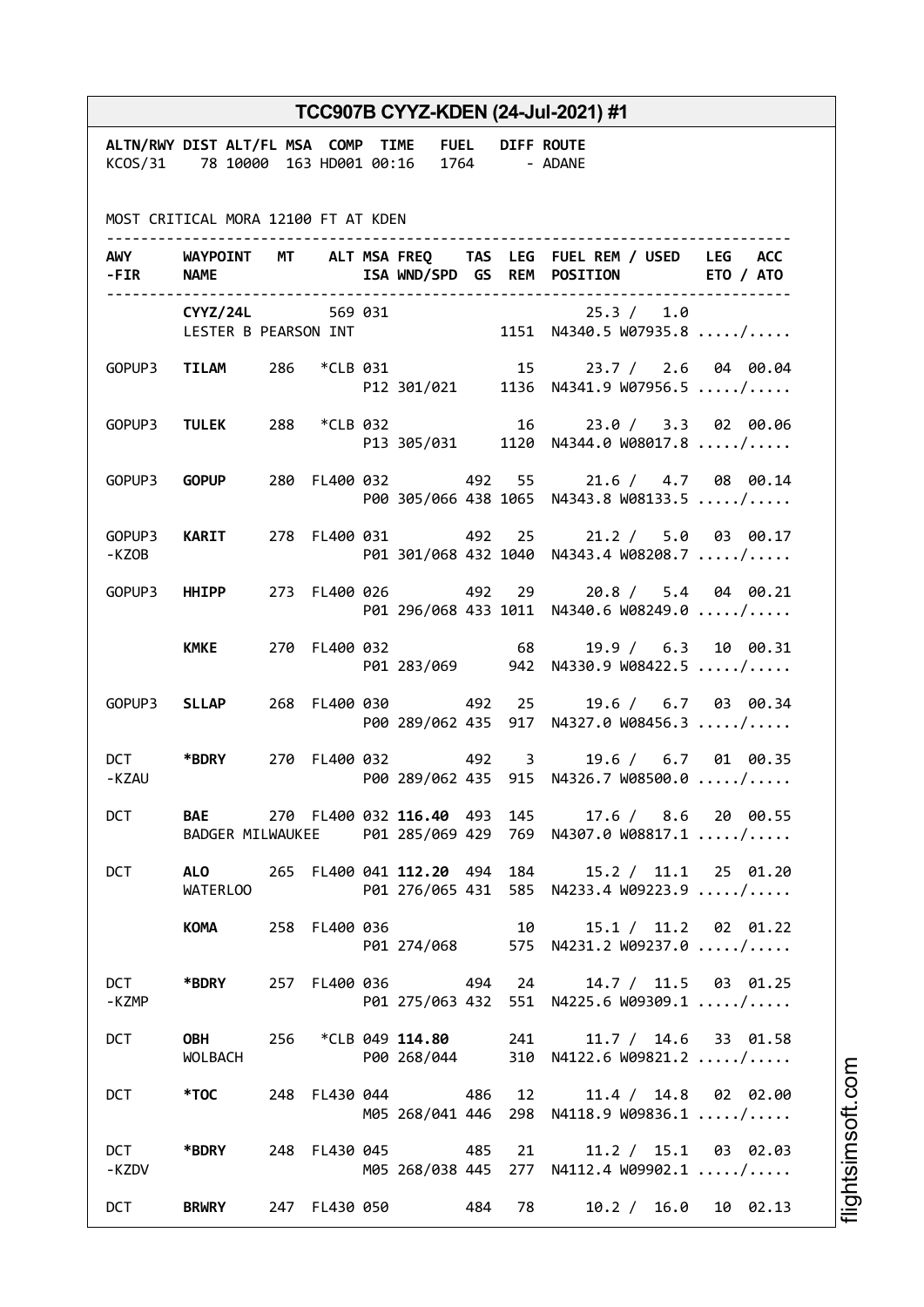## TCC907B CYYZ-KDEN (24-Jul-2021) #1

```
ALTN/RWY DIST ALT/FL MSA  COMP  TIME   FUEL   DIFF ROUTE
KCOS/31    78 10000  163 HD001 00:16   1764      - ADANE


MOST CRITICAL MORA 12100 FT AT KDEN
-----------------------------------------------------------------------------
AWY     WAYPOINT  MT    ALT MSA FREQ    TAS  LEG  FUEL REM / USED   LEG  ACC
-FIR    NAME                ISA WND/SPD  GS  REM  POSITION          ETO / ATO
-----------------------------------------------------------------------------
        CYYZ/24L       569 031                           25.3 /  1.0
        LESTER B PEARSON INT                    1151  N4340.5 W07935.8 ...../.....

GOPUP3  TILAM     286   *CLB 031              15      23.7 /  2.6  04 00.04
                             P12 301/021    1136  N4341.9 W07956.5 ...../.....

GOPUP3  TULEK     288   *CLB 032              16      23.0 /  3.3  02 00.06
                             P13 305/031    1120  N4344.0 W08017.8 ...../.....

GOPUP3  GOPUP     280  FL400 032         492  55      21.6 /  4.7  08 00.14
                             P00 305/066 438 1065  N4343.8 W08133.5 ...../.....

GOPUP3  KARIT     278  FL400 031         492  25      21.2 /  5.0  03 00.17
-KZOB                        P01 301/068 432 1040  N4343.4 W08208.7 ...../.....

GOPUP3  HHIPP     273  FL400 026         492  29      20.8 /  5.4  04 00.21
                             P01 296/068 433 1011  N4340.6 W08249.0 ...../.....

        KMKE      270  FL400 032              68      19.9 /  6.3  10 00.31
                             P01 283/069     942  N4330.9 W08422.5 ...../.....

GOPUP3  SLLAP     268  FL400 030         492  25      19.6 /  6.7  03 00.34
                             P00 289/062 435  917  N4327.0 W08456.3 ...../.....

DCT     *BDRY     270  FL400 032         492   3      19.6 /  6.7  01 00.35
-KZAU                        P00 289/062 435  915  N4326.7 W08500.0 ...../.....

DCT     BAE       270  FL400 032 116.40  493 145      17.6 /  8.6  20 00.55
        BADGER MILWAUKEE     P01 285/069 429  769  N4307.0 W08817.1 ...../.....

DCT     ALO       265  FL400 041 112.20  494 184      15.2 / 11.1  25 01.20
        WATERLOO             P01 276/065 431  585  N4233.4 W09223.9 ...../.....

        KOMA      258  FL400 036              10      15.1 / 11.2  02 01.22
                             P01 274/068     575  N4231.2 W09237.0 ...../.....

DCT     *BDRY     257  FL400 036         494  24      14.7 / 11.5  03 01.25
-KZMP                        P01 275/063 432  551  N4225.6 W09309.1 ...../.....

DCT     OBH       256   *CLB 049 114.80      241      11.7 / 14.6  33 01.58
        WOLBACH              P00 268/044     310  N4122.6 W09821.2 ...../.....

DCT     *TOC      248  FL430 044         486  12      11.4 / 14.8  02 02.00
                             M05 268/041 446  298  N4118.9 W09836.1 ...../.....

DCT     *BDRY     248  FL430 045         485  21      11.2 / 15.1  03 02.03
-KZDV                        M05 268/038 445  277  N4112.4 W09902.1 ...../.....

DCT     BRWRY     247  FL430 050         484  78      10.2 / 16.0  10 02.13
```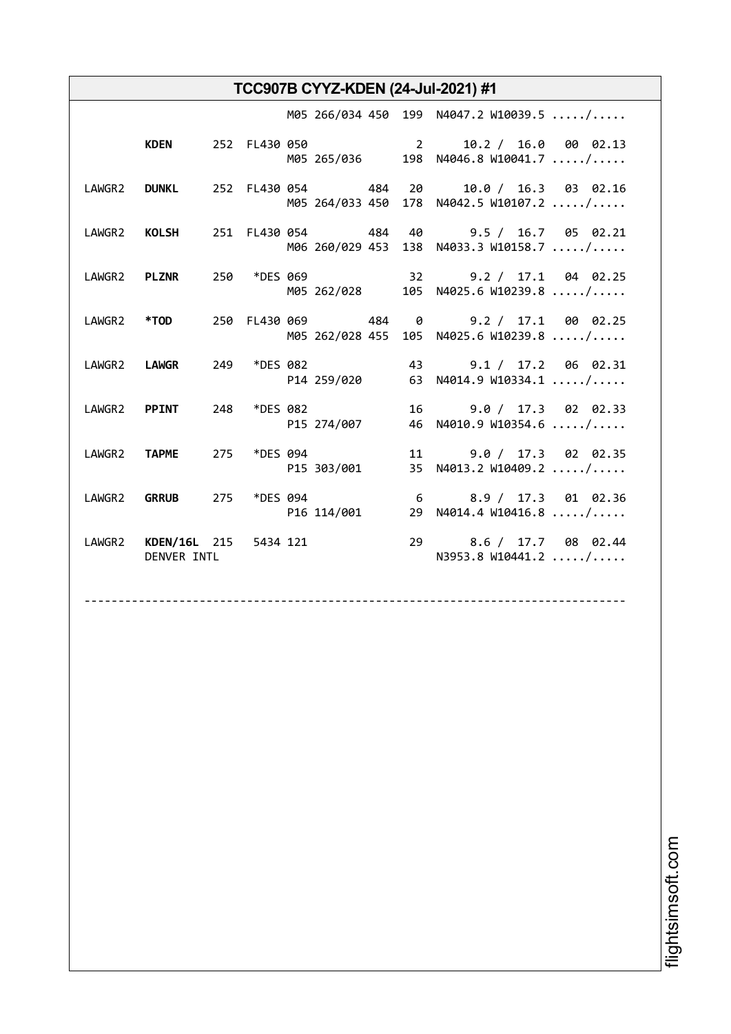## TCC907B CYYZ-KDEN (24-Jul-2021) #1

```
                              M05 266/034 450  199  N4047.2 W10039.5 ...../.....

        KDEN     252  FL430 050              2      10.2 /  16.0  00  02.13
                              M05 265/036      198  N4046.8 W10041.7 ...../.....

LAWGR2  DUNKL    252  FL430 054        484   20     10.0 /  16.3  03  02.16
                              M05 264/033 450  178  N4042.5 W10107.2 ...../.....

LAWGR2  KOLSH    251  FL430 054        484   40      9.5 /  16.7  05  02.21
                              M06 260/029 453  138  N4033.3 W10158.7 ...../.....

LAWGR2  PLZNR    250   *DES 069              32      9.2 /  17.1  04  02.25
                              M05 262/028      105  N4025.6 W10239.8 ...../.....

LAWGR2  *TOD     250  FL430 069        484   0       9.2 /  17.1  00  02.25
                              M05 262/028 455  105  N4025.6 W10239.8 ...../.....

LAWGR2  LAWGR    249   *DES 082              43      9.1 /  17.2  06  02.31
                              P14 259/020       63  N4014.9 W10334.1 ...../.....

LAWGR2  PPINT    248   *DES 082              16      9.0 /  17.3  02  02.33
                              P15 274/007       46  N4010.9 W10354.6 ...../.....

LAWGR2  TAPME    275   *DES 094              11      9.0 /  17.3  02  02.35
                              P15 303/001       35  N4013.2 W10409.2 ...../.....

LAWGR2  GRRUB    275   *DES 094               6      8.9 /  17.3  01  02.36
                              P16 114/001       29  N4014.4 W10416.8 ...../.....

LAWGR2  KDEN/16L 215   5434 121              29      8.6 /  17.7  08  02.44
        DENVER INTL                                 N3953.8 W10441.2 ...../.....

--------------------------------------------------------------------------------
```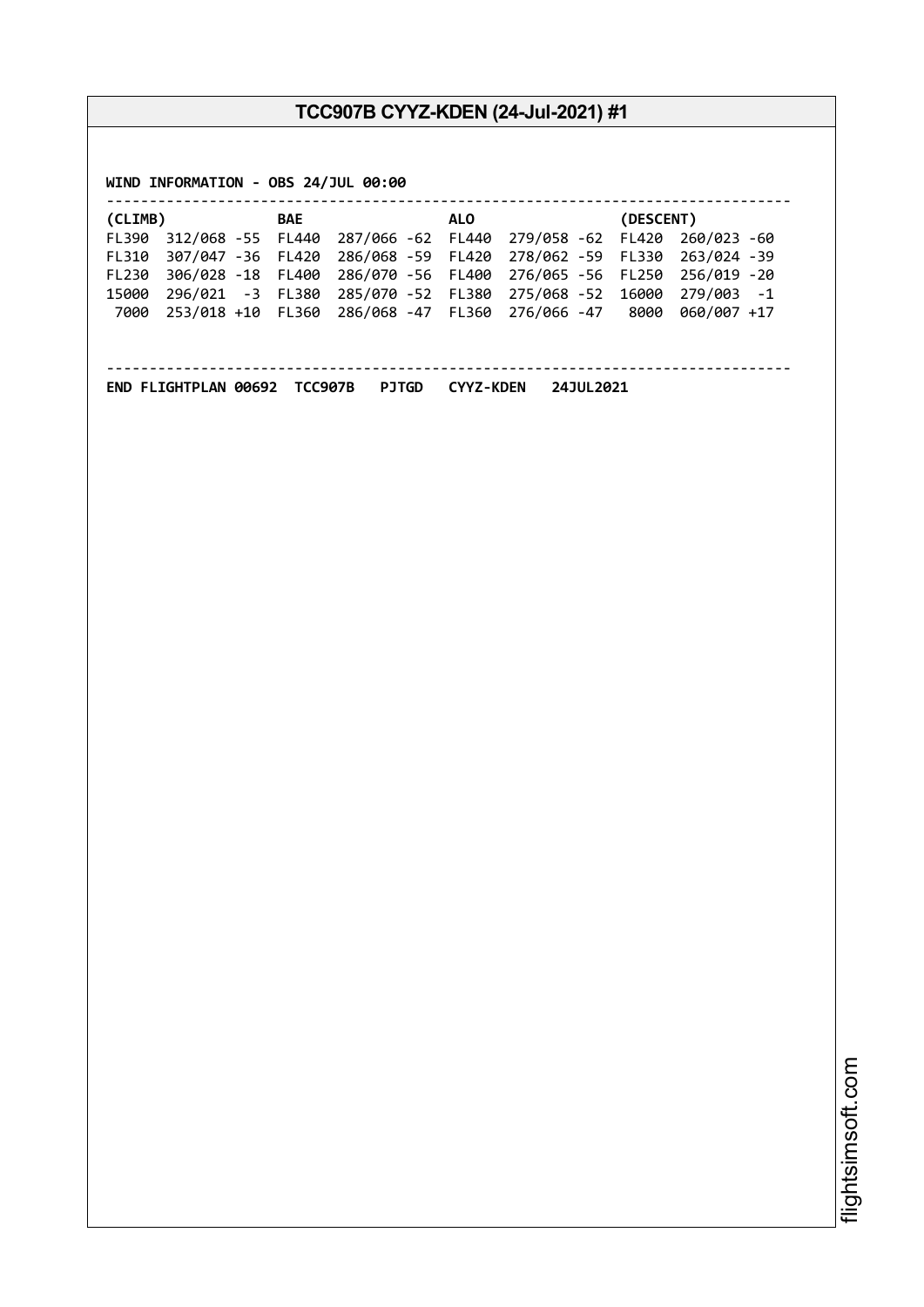**WIND INFORMATION - OBS 24/JUL 00:00**

```
--------------------------------------------------------------------------------
(CLIMB)            BAE                  ALO                  (DESCENT)
FL390  312/068 -55  FL440  287/066 -62  FL440  279/058 -62  FL420  260/023 -60
FL310  307/047 -36  FL420  286/068 -59  FL420  278/062 -59  FL330  263/024 -39
FL230  306/028 -18  FL400  286/070 -56  FL400  276/065 -56  FL250  256/019 -20
15000  296/021  -3  FL380  285/070 -52  FL380  275/068 -52  16000  279/003  -1
 7000  253/018 +10  FL360  286/068 -47  FL360  276/066 -47   8000  060/007 +17


--------------------------------------------------------------------------------
```

**END FLIGHTPLAN 00692  TCC907B   PJTGD   CYYZ-KDEN   24JUL2021**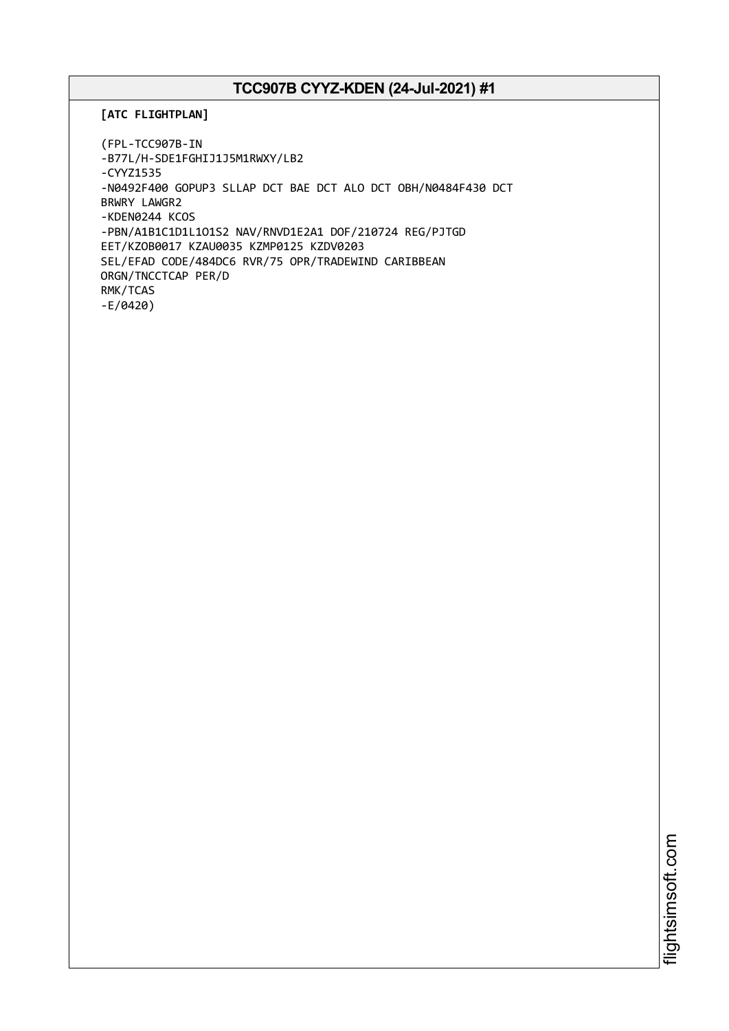# TCC907B CYYZ-KDEN (24-Jul-2021) #1

**[ATC FLIGHTPLAN]**

```
(FPL-TCC907B-IN
-B77L/H-SDE1FGHIJ1J5M1RWXY/LB2
-CYYZ1535
-N0492F400 GOPUP3 SLLAP DCT BAE DCT ALO DCT OBH/N0484F430 DCT
BRWRY LAWGR2
-KDEN0244 KCOS
-PBN/A1B1C1D1L1O1S2 NAV/RNVD1E2A1 DOF/210724 REG/PJTGD
EET/KZOB0017 KZAU0035 KZMP0125 KZDV0203
SEL/EFAD CODE/484DC6 RVR/75 OPR/TRADEWIND CARIBBEAN
ORGN/TNCCTCAP PER/D
RMK/TCAS
-E/0420)
```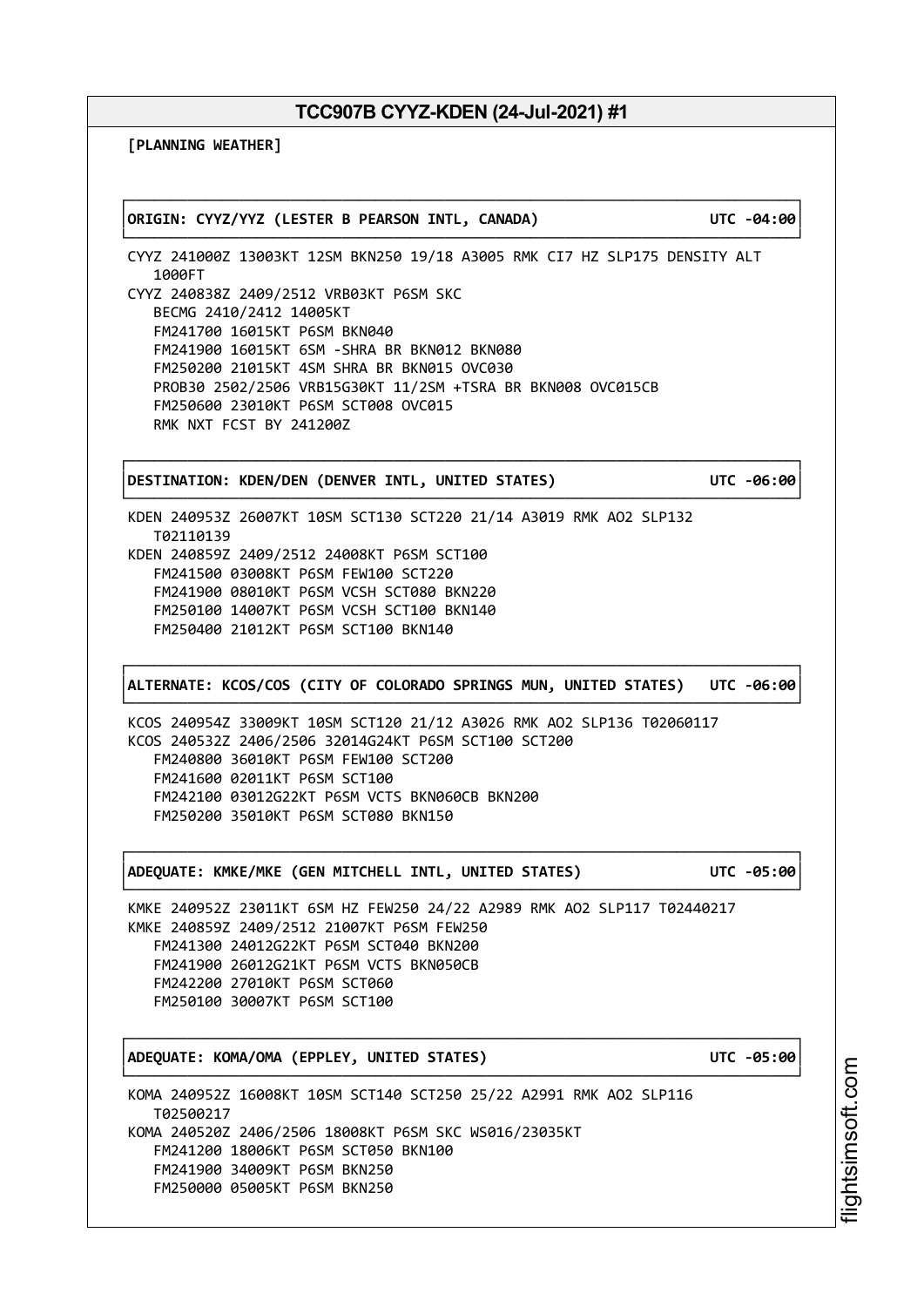**[PLANNING WEATHER]**

**ORIGIN: CYYZ/YYZ (LESTER B PEARSON INTL, CANADA) UTC -04:00**

```
CYYZ 241000Z 13003KT 12SM BKN250 19/18 A3005 RMK CI7 HZ SLP175 DENSITY ALT
   1000FT
CYYZ 240838Z 2409/2512 VRB03KT P6SM SKC
   BECMG 2410/2412 14005KT
   FM241700 16015KT P6SM BKN040
   FM241900 16015KT 6SM -SHRA BR BKN012 BKN080
   FM250200 21015KT 4SM SHRA BR BKN015 OVC030
   PROB30 2502/2506 VRB15G30KT 11/2SM +TSRA BR BKN008 OVC015CB
   FM250600 23010KT P6SM SCT008 OVC015
   RMK NXT FCST BY 241200Z
```

**DESTINATION: KDEN/DEN (DENVER INTL, UNITED STATES) UTC -06:00**

```
KDEN 240953Z 26007KT 10SM SCT130 SCT220 21/14 A3019 RMK AO2 SLP132
   T02110139
KDEN 240859Z 2409/2512 24008KT P6SM SCT100
   FM241500 03008KT P6SM FEW100 SCT220
   FM241900 08010KT P6SM VCSH SCT080 BKN220
   FM250100 14007KT P6SM VCSH SCT100 BKN140
   FM250400 21012KT P6SM SCT100 BKN140
```

**ALTERNATE: KCOS/COS (CITY OF COLORADO SPRINGS MUN, UNITED STATES) UTC -06:00**

```
KCOS 240954Z 33009KT 10SM SCT120 21/12 A3026 RMK AO2 SLP136 T02060117
KCOS 240532Z 2406/2506 32014G24KT P6SM SCT100 SCT200
   FM240800 36010KT P6SM FEW100 SCT200
   FM241600 02011KT P6SM SCT100
   FM242100 03012G22KT P6SM VCTS BKN060CB BKN200
   FM250200 35010KT P6SM SCT080 BKN150
```

**ADEQUATE: KMKE/MKE (GEN MITCHELL INTL, UNITED STATES) UTC -05:00**

```
KMKE 240952Z 23011KT 6SM HZ FEW250 24/22 A2989 RMK AO2 SLP117 T02440217
KMKE 240859Z 2409/2512 21007KT P6SM FEW250
   FM241300 24012G22KT P6SM SCT040 BKN200
   FM241900 26012G21KT P6SM VCTS BKN050CB
   FM242200 27010KT P6SM SCT060
   FM250100 30007KT P6SM SCT100
```

**ADEQUATE: KOMA/OMA (EPPLEY, UNITED STATES) UTC -05:00**

```
KOMA 240952Z 16008KT 10SM SCT140 SCT250 25/22 A2991 RMK AO2 SLP116
   T02500217
KOMA 240520Z 2406/2506 18008KT P6SM SKC WS016/23035KT
   FM241200 18006KT P6SM SCT050 BKN100
   FM241900 34009KT P6SM BKN250
   FM250000 05005KT P6SM BKN250
```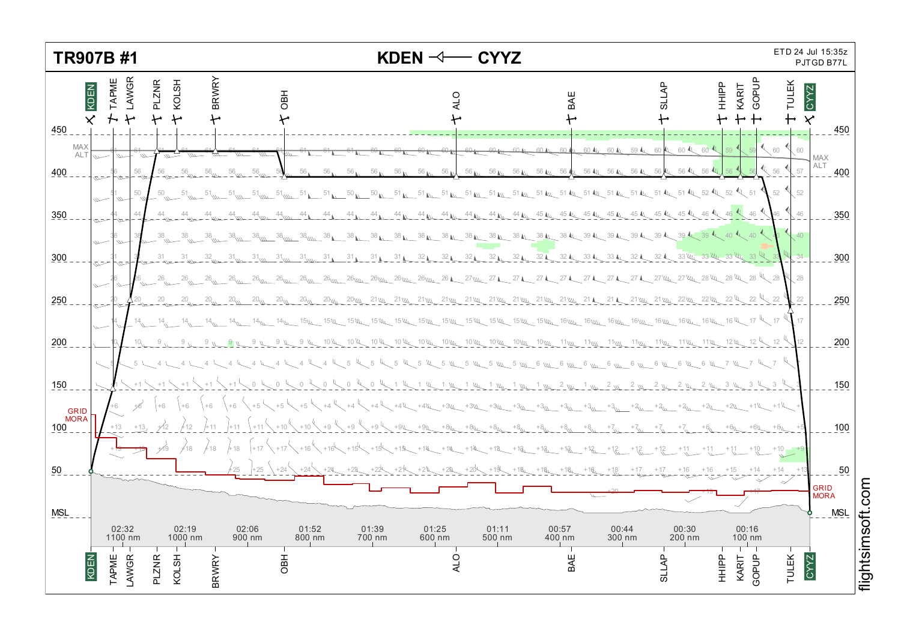# TR907B #1

**KDEN ⟵ CYYZ**

ETD 24 Jul 15:35z
PJTGD B77L

Waypoints: KDEN, TAPME, LAWGR, PLZNR, KOLSH, BRWRY, OBH, ALO, BAE, SLLAP, HHIPP, KARIT, GOPUP, TULEK, CYYZ

Altitude scale: 450, 400, 350, 300, 250, 200, 150, 100, 50, MSL

MAX ALT

GRID MORA

| Time | Distance |
|---|---|
| 02:32 | 1100 nm |
| 02:19 | 1000 nm |
| 02:06 | 900 nm |
| 01:52 | 800 nm |
| 01:39 | 700 nm |
| 01:25 | 600 nm |
| 01:11 | 500 nm |
| 00:57 | 400 nm |
| 00:44 | 300 nm |
| 00:30 | 200 nm |
| 00:16 | 100 nm |

flightsimsoft.com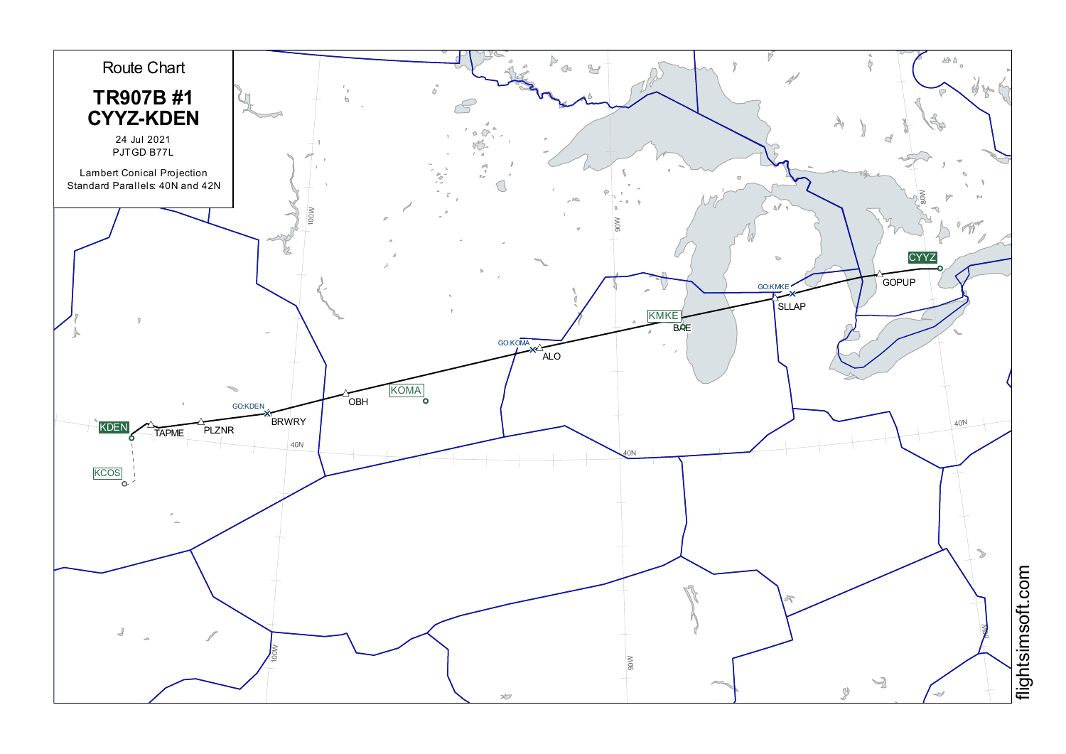# Route Chart

## TR907B #1
## CYYZ-KDEN

24 Jul 2021

PJTGD B77L

Lambert Conical Projection

Standard Parallels: 40N and 42N

CYYZ

GOPUP

GO:KMKE

SLLAP

KMKE

BAE

GO:KOMA

ALO

KOMA

OBH

GO:KDEN

BRWRY

PLZNR

TAPME

KDEN

KCOS

100W

90W

80W

40N

flightsimsoft.com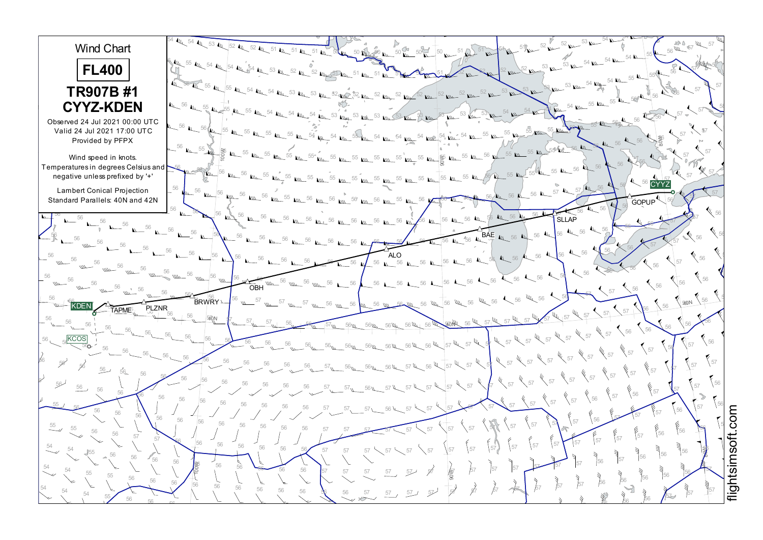# Wind Chart

**FL400**

## TR907B #1
## CYYZ-KDEN

Observed 24 Jul 2021 00:00 UTC
Valid 24 Jul 2021 17:00 UTC
Provided by PFPX

Wind speed in knots.
Temperatures in degrees Celsius and negative unless prefixed by '+'

Lambert Conical Projection
Standard Parallels: 40N and 42N

CYYZ — GOPUP — SLLAP — BAE — ALO — OBH — BRWRY — PLZNR — TAPME — KDEN

KCOS

flightsimsoft.com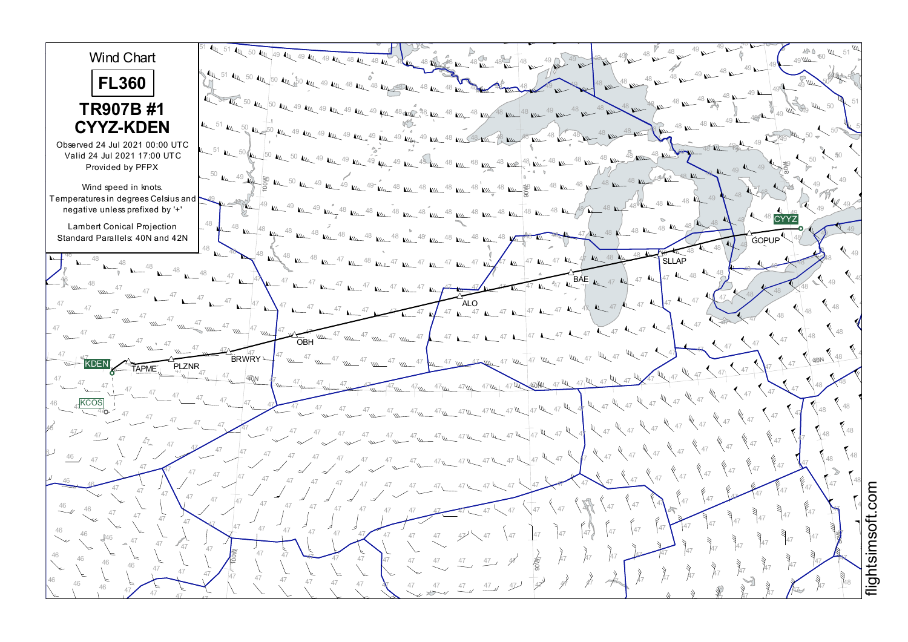# Wind Chart

**FL360**

## TR907B #1
## CYYZ-KDEN

Observed 24 Jul 2021 00:00 UTC
Valid 24 Jul 2021 17:00 UTC
Provided by PFPX

Wind speed in knots.
Temperatures in degrees Celsius and negative unless prefixed by '+'

Lambert Conical Projection
Standard Parallels: 40N and 42N

CYYZ — GOPUP — SLLAP — BAE — ALO — OBH — BRWRY — PLZNR — TAPME — KDEN

KCOS

flightsimsoft.com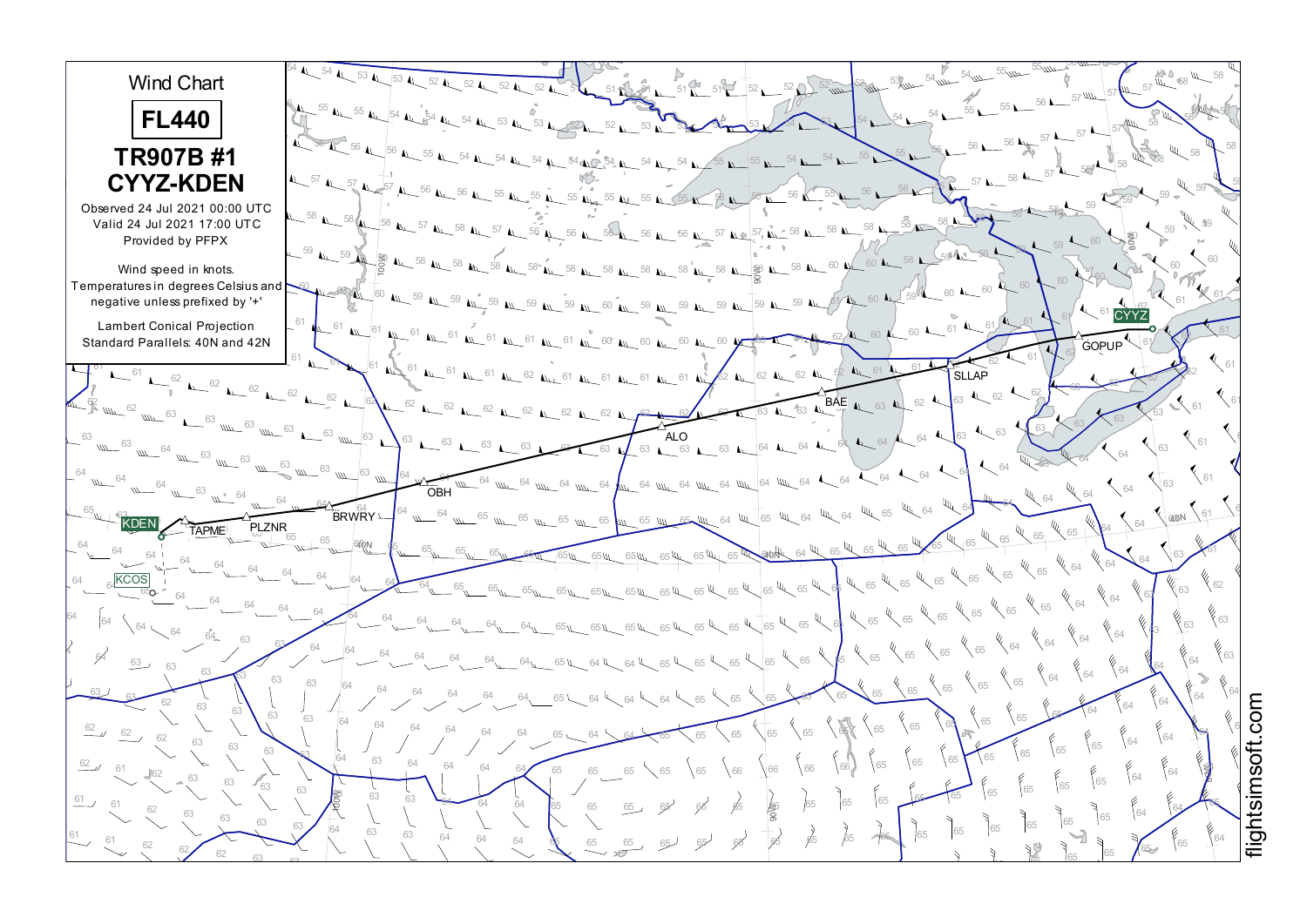# Wind Chart

## FL440

## TR907B #1
## CYYZ-KDEN

Observed 24 Jul 2021 00:00 UTC
Valid 24 Jul 2021 17:00 UTC
Provided by PFPX

Wind speed in knots.
Temperatures in degrees Celsius and negative unless prefixed by '+'

Lambert Conical Projection
Standard Parallels: 40N and 42N

CYYZ — GOPUP — SLLAP — BAE — ALO — OBH — BRWRY — PLZNR — TAPME — KDEN

KCOS

flightsimsoft.com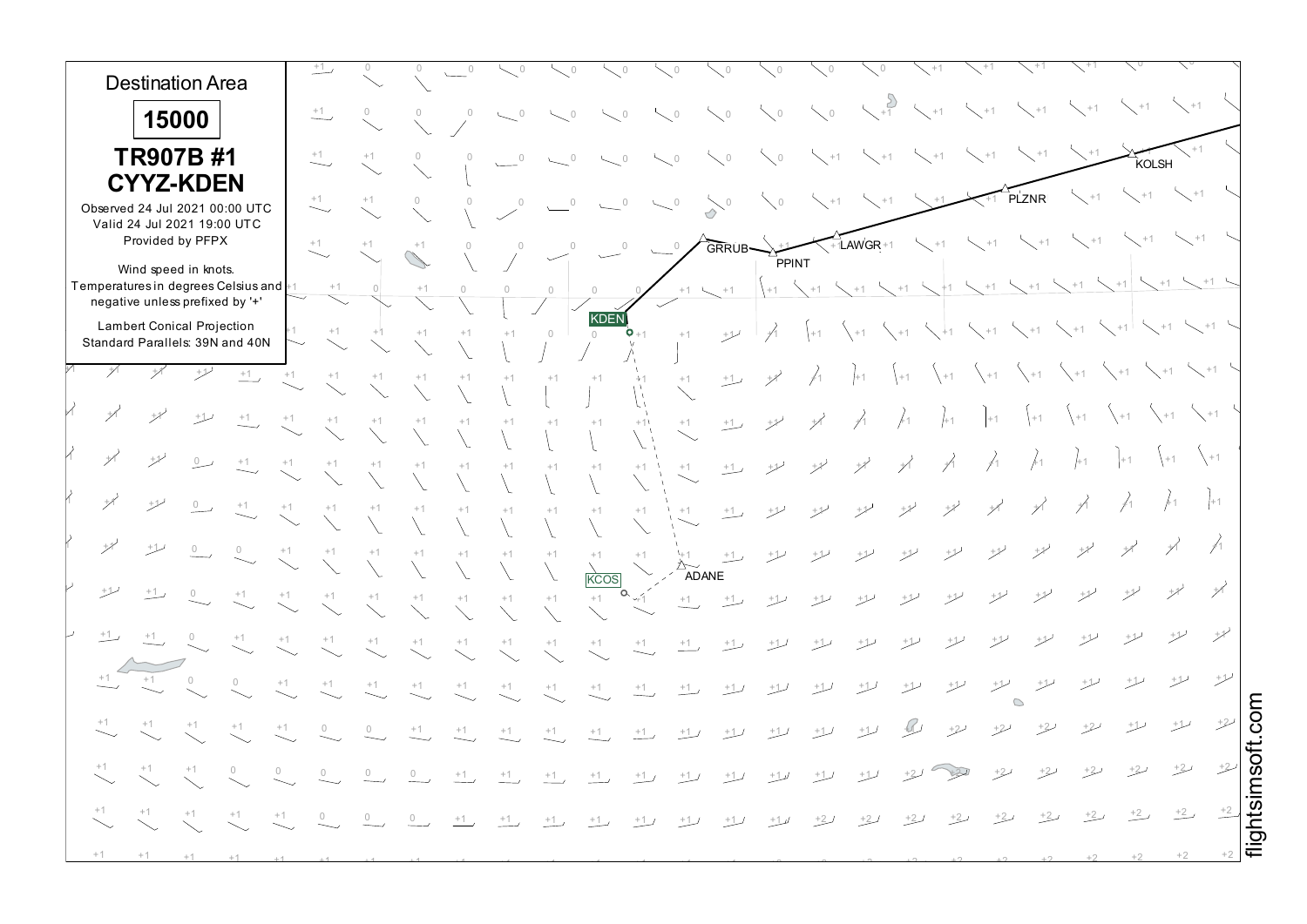Destination Area

**15000**

## TR907B #1
## CYYZ-KDEN

Observed 24 Jul 2021 00:00 UTC
Valid 24 Jul 2021 19:00 UTC
Provided by PFPX

Wind speed in knots.
Temperatures in degrees Celsius and negative unless prefixed by '+'

Lambert Conical Projection
Standard Parallels: 39N and 40N

KOLSH
PLZNR
LAWGR
PPINT
GRRUB
KDEN
KCOS
ADANE

flightsimsoft.com